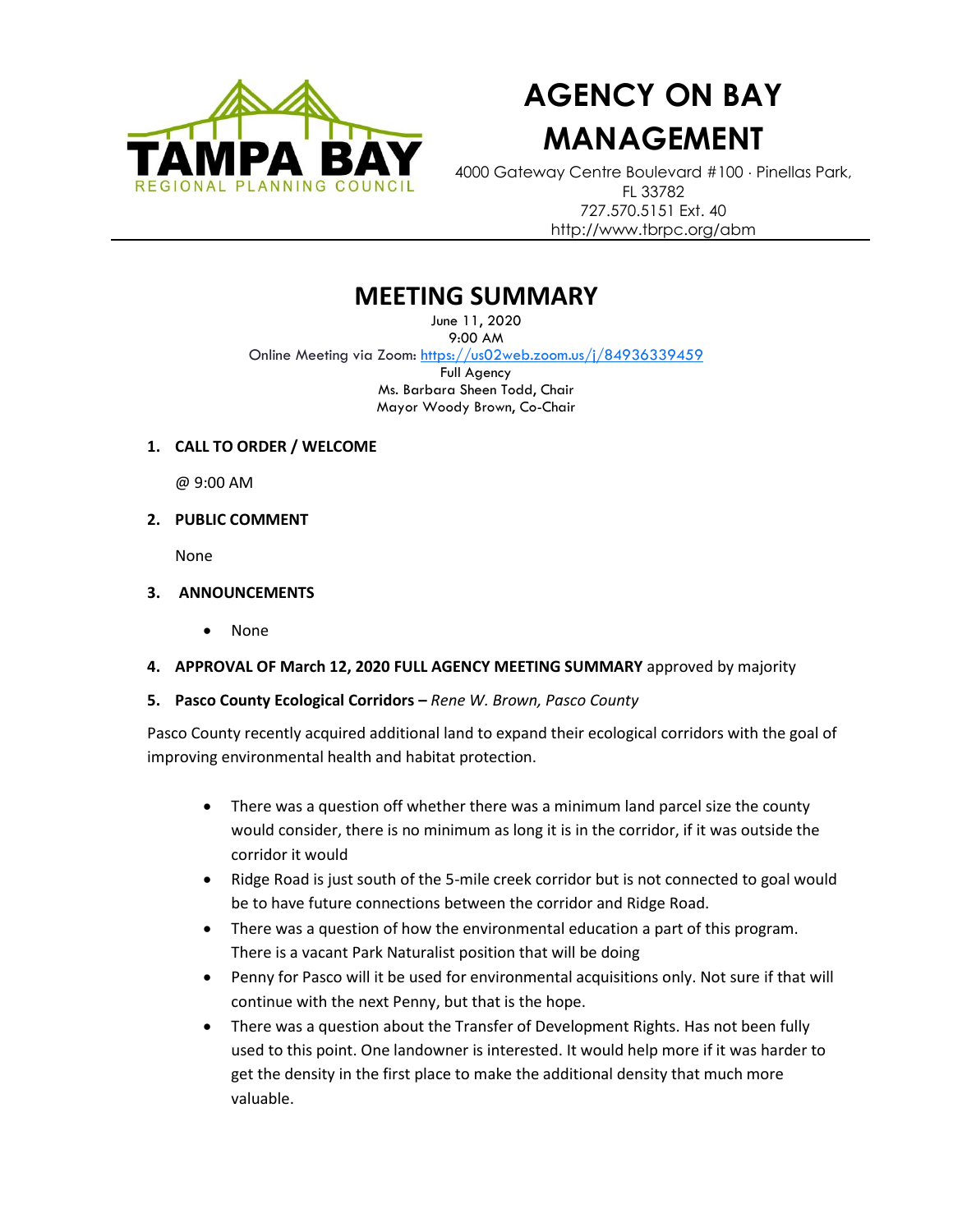# AGENCY ON BAY MANAGEMENT

4000 Gateway Centre Boulevard #100 · Pinellas Park, FL 33782
727.570.5151 Ext. 40
http://www.tbrpc.org/abm

## MEETING SUMMARY

June 11, 2020
9:00 AM
Online Meeting via Zoom: https://us02web.zoom.us/j/84936339459
Full Agency
Ms. Barbara Sheen Todd, Chair
Mayor Woody Brown, Co-Chair

1. **CALL TO ORDER / WELCOME**

   @ 9:00 AM

2. **PUBLIC COMMENT**

   None

3. **ANNOUNCEMENTS**

   - None

4. **APPROVAL OF March 12, 2020 FULL AGENCY MEETING SUMMARY** approved by majority

5. **Pasco County Ecological Corridors –** *Rene W. Brown, Pasco County*

Pasco County recently acquired additional land to expand their ecological corridors with the goal of improving environmental health and habitat protection.

- There was a question off whether there was a minimum land parcel size the county would consider, there is no minimum as long it is in the corridor, if it was outside the corridor it would
- Ridge Road is just south of the 5-mile creek corridor but is not connected to goal would be to have future connections between the corridor and Ridge Road.
- There was a question of how the environmental education a part of this program. There is a vacant Park Naturalist position that will be doing
- Penny for Pasco will it be used for environmental acquisitions only. Not sure if that will continue with the next Penny, but that is the hope.
- There was a question about the Transfer of Development Rights. Has not been fully used to this point. One landowner is interested. It would help more if it was harder to get the density in the first place to make the additional density that much more valuable.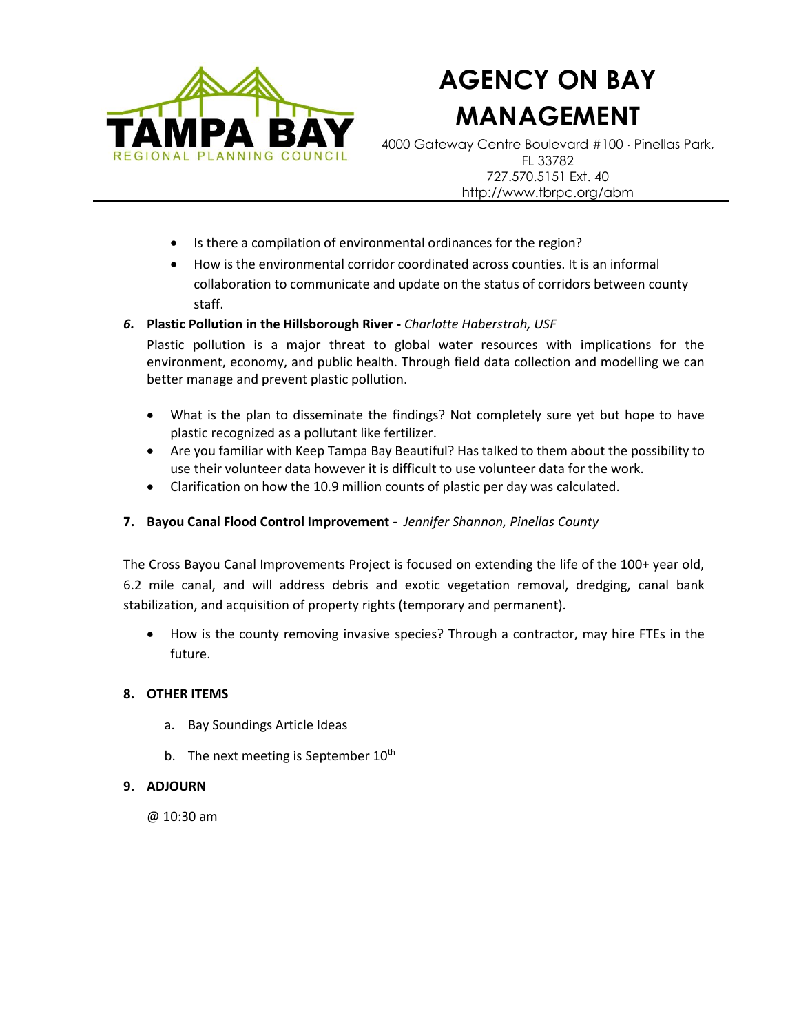- Is there a compilation of environmental ordinances for the region?
- How is the environmental corridor coordinated across counties. It is an informal collaboration to communicate and update on the status of corridors between county staff.

***6.*** **Plastic Pollution in the Hillsborough River -** *Charlotte Haberstroh, USF*

Plastic pollution is a major threat to global water resources with implications for the environment, economy, and public health. Through field data collection and modelling we can better manage and prevent plastic pollution.

- What is the plan to disseminate the findings? Not completely sure yet but hope to have plastic recognized as a pollutant like fertilizer.
- Are you familiar with Keep Tampa Bay Beautiful? Has talked to them about the possibility to use their volunteer data however it is difficult to use volunteer data for the work.
- Clarification on how the 10.9 million counts of plastic per day was calculated.

**7. Bayou Canal Flood Control Improvement -** *Jennifer Shannon, Pinellas County*

The Cross Bayou Canal Improvements Project is focused on extending the life of the 100+ year old, 6.2 mile canal, and will address debris and exotic vegetation removal, dredging, canal bank stabilization, and acquisition of property rights (temporary and permanent).

- How is the county removing invasive species? Through a contractor, may hire FTEs in the future.

**8. OTHER ITEMS**

a. Bay Soundings Article Ideas

b. The next meeting is September 10th

**9. ADJOURN**

@ 10:30 am